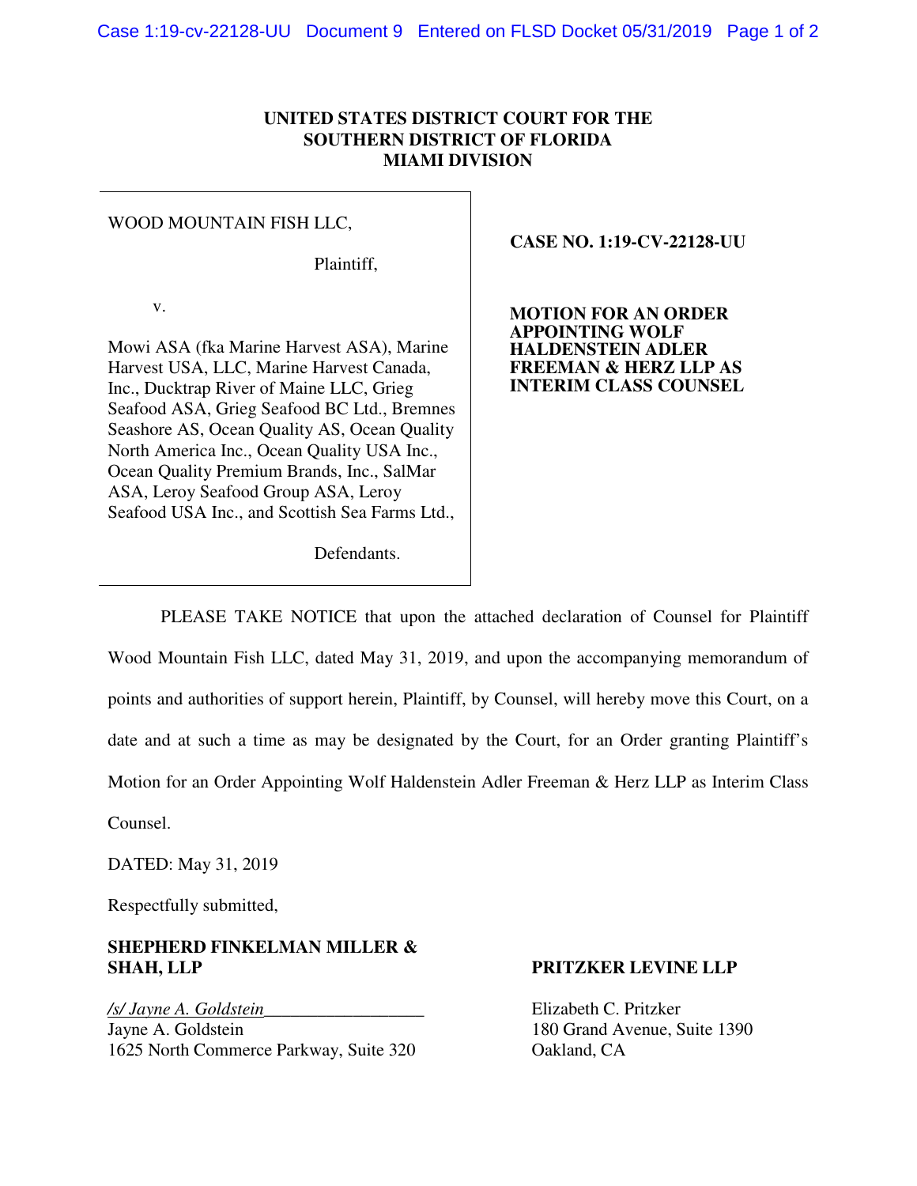**UNITED STATES DISTRICT COURT FOR THE**
**SOUTHERN DISTRICT OF FLORIDA**
**MIAMI DIVISION**

WOOD MOUNTAIN FISH LLC,

Plaintiff,

v.

Mowi ASA (fka Marine Harvest ASA), Marine Harvest USA, LLC, Marine Harvest Canada, Inc., Ducktrap River of Maine LLC, Grieg Seafood ASA, Grieg Seafood BC Ltd., Bremnes Seashore AS, Ocean Quality AS, Ocean Quality North America Inc., Ocean Quality USA Inc., Ocean Quality Premium Brands, Inc., SalMar ASA, Leroy Seafood Group ASA, Leroy Seafood USA Inc., and Scottish Sea Farms Ltd.,

Defendants.

**CASE NO. 1:19-CV-22128-UU**

**MOTION FOR AN ORDER APPOINTING WOLF HALDENSTEIN ADLER FREEMAN & HERZ LLP AS INTERIM CLASS COUNSEL**

PLEASE TAKE NOTICE that upon the attached declaration of Counsel for Plaintiff Wood Mountain Fish LLC, dated May 31, 2019, and upon the accompanying memorandum of points and authorities of support herein, Plaintiff, by Counsel, will hereby move this Court, on a date and at such a time as may be designated by the Court, for an Order granting Plaintiff's Motion for an Order Appointing Wolf Haldenstein Adler Freeman & Herz LLP as Interim Class Counsel.

DATED: May 31, 2019

Respectfully submitted,

**SHEPHERD FINKELMAN MILLER & SHAH, LLP**

*/s/ Jayne A. Goldstein*
Jayne A. Goldstein
1625 North Commerce Parkway, Suite 320

**PRITZKER LEVINE LLP**

Elizabeth C. Pritzker
180 Grand Avenue, Suite 1390
Oakland, CA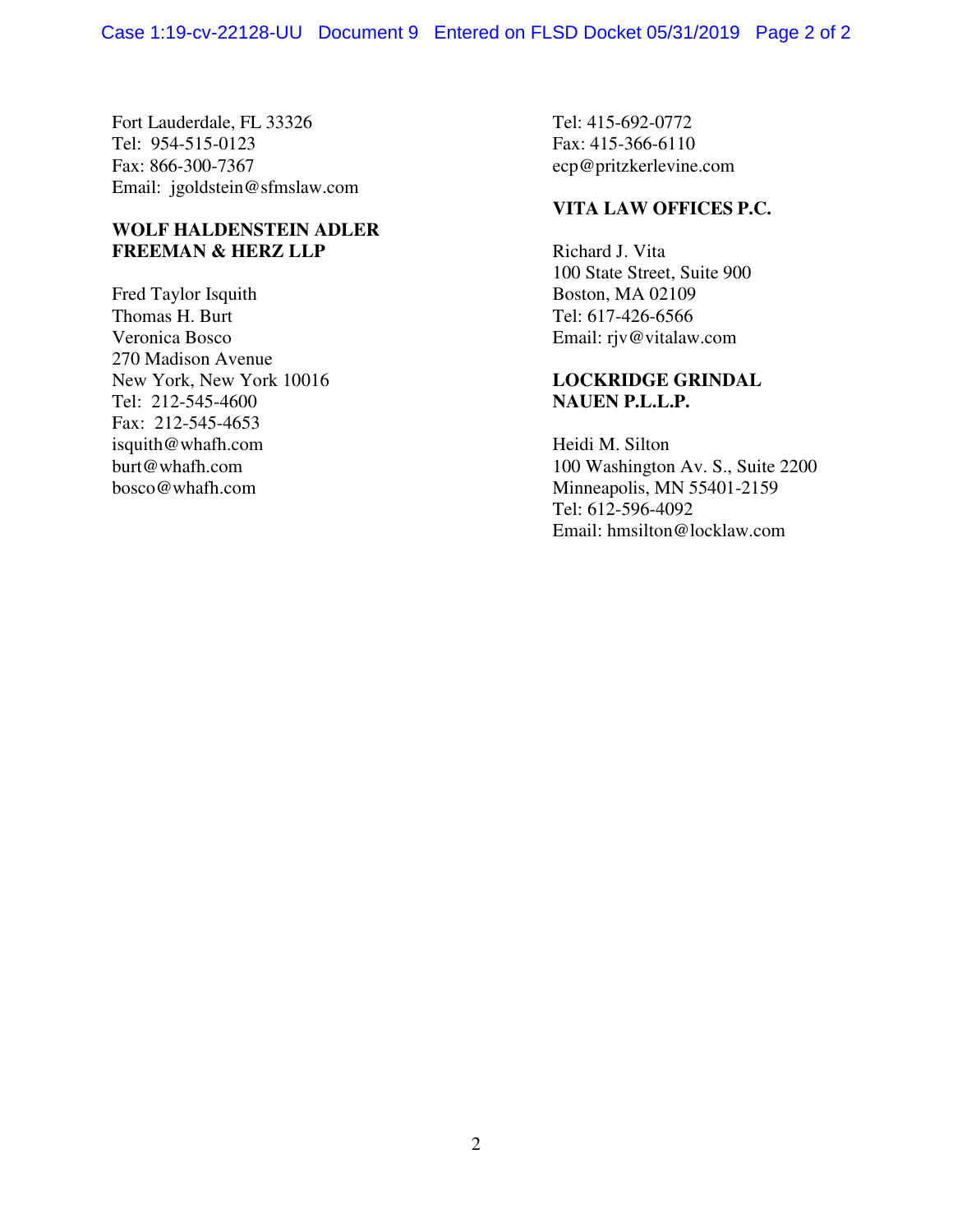Fort Lauderdale, FL 33326
Tel: 954-515-0123
Fax: 866-300-7367
Email: jgoldstein@sfmslaw.com

**WOLF HALDENSTEIN ADLER FREEMAN & HERZ LLP**

Fred Taylor Isquith
Thomas H. Burt
Veronica Bosco
270 Madison Avenue
New York, New York 10016
Tel: 212-545-4600
Fax: 212-545-4653
isquith@whafh.com
burt@whafh.com
bosco@whafh.com

Tel: 415-692-0772
Fax: 415-366-6110
ecp@pritzkerlevine.com

**VITA LAW OFFICES P.C.**

Richard J. Vita
100 State Street, Suite 900
Boston, MA 02109
Tel: 617-426-6566
Email: rjv@vitalaw.com

**LOCKRIDGE GRINDAL NAUEN P.L.L.P.**

Heidi M. Silton
100 Washington Av. S., Suite 2200
Minneapolis, MN 55401-2159
Tel: 612-596-4092
Email: hmsilton@locklaw.com